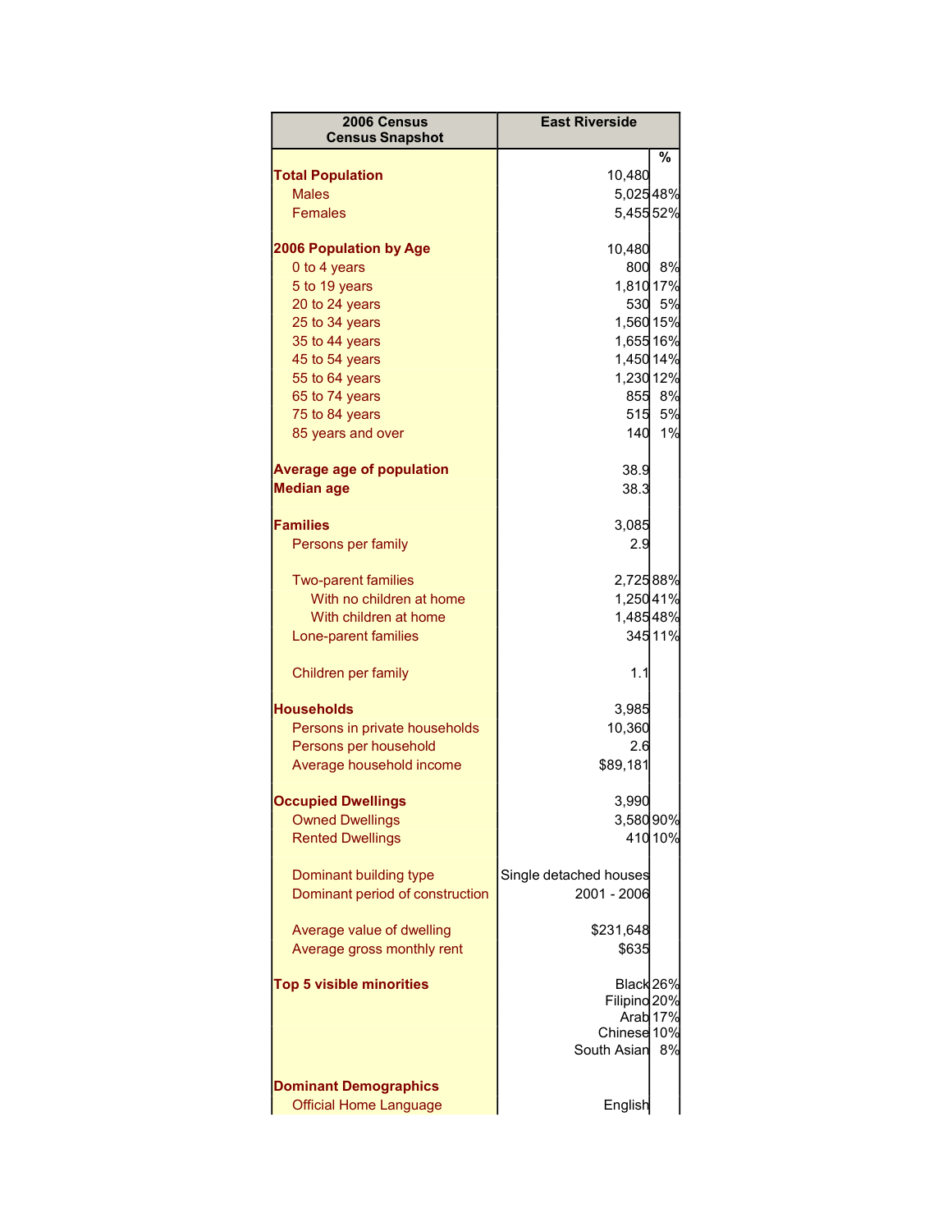| 2006 Census<br>Census Snapshot | East Riverside | % |
|---|---|---|
| **Total Population** | 10,480 | |
| Males | 5,025 | 48% |
| Females | 5,455 | 52% |
| | | |
| **2006 Population by Age** | 10,480 | |
| 0 to 4 years | 800 | 8% |
| 5 to 19 years | 1,810 | 17% |
| 20 to 24 years | 530 | 5% |
| 25 to 34 years | 1,560 | 15% |
| 35 to 44 years | 1,655 | 16% |
| 45 to 54 years | 1,450 | 14% |
| 55 to 64 years | 1,230 | 12% |
| 65 to 74 years | 855 | 8% |
| 75 to 84 years | 515 | 5% |
| 85 years and over | 140 | 1% |
| | | |
| **Average age of population** | 38.9 | |
| **Median age** | 38.3 | |
| | | |
| **Families** | 3,085 | |
| Persons per family | 2.9 | |
| | | |
| Two-parent families | 2,725 | 88% |
| With no children at home | 1,250 | 41% |
| With children at home | 1,485 | 48% |
| Lone-parent families | 345 | 11% |
| | | |
| Children per family | 1.1 | |
| | | |
| **Households** | 3,985 | |
| Persons in private households | 10,360 | |
| Persons per household | 2.6 | |
| Average household income | $89,181 | |
| | | |
| **Occupied Dwellings** | 3,990 | |
| Owned Dwellings | 3,580 | 90% |
| Rented Dwellings | 410 | 10% |
| | | |
| Dominant building type | Single detached houses | |
| Dominant period of construction | 2001 - 2006 | |
| | | |
| Average value of dwelling | $231,648 | |
| Average gross monthly rent | $635 | |
| | | |
| **Top 5 visible minorities** | Black | 26% |
| | Filipino | 20% |
| | Arab | 17% |
| | Chinese | 10% |
| | South Asian | 8% |
| | | |
| **Dominant Demographics** | | |
| Official Home Language | English | |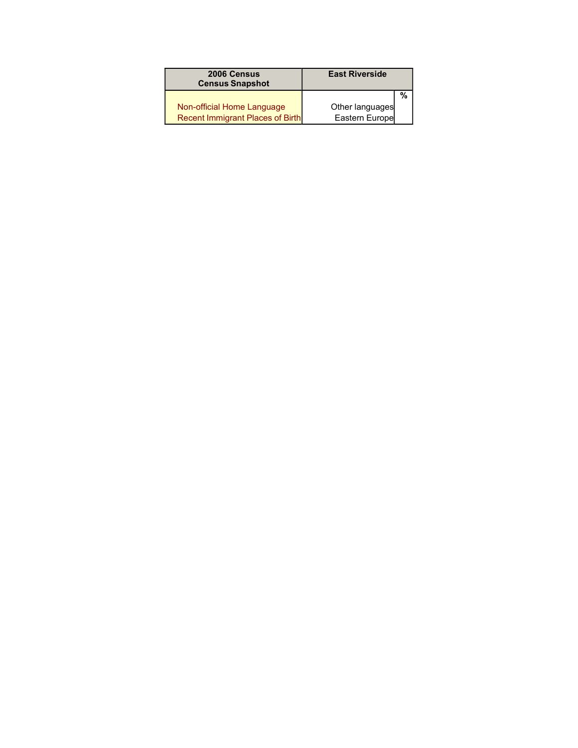| 2006 Census Census Snapshot | East Riverside | |
|---|---|---|
| | | % |
| Non-official Home Language | Other languages | |
| Recent Immigrant Places of Birth | Eastern Europe | |